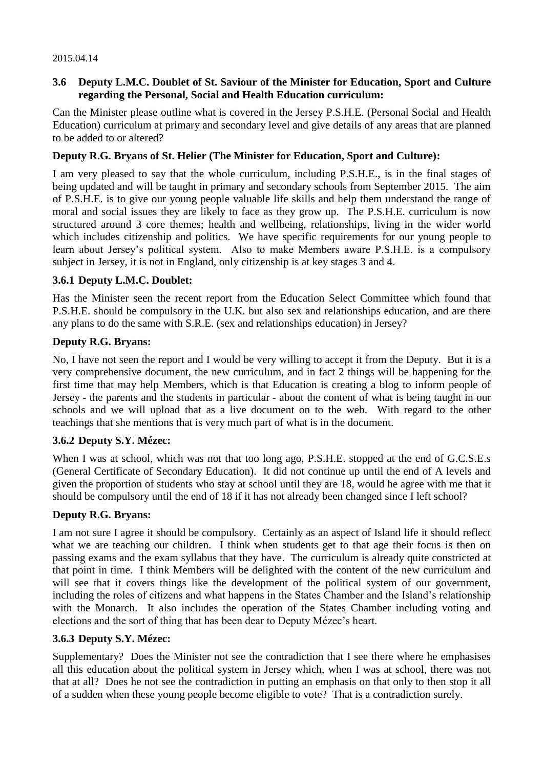2015.04.14

**3.6 Deputy L.M.C. Doublet of St. Saviour of the Minister for Education, Sport and Culture regarding the Personal, Social and Health Education curriculum:**

Can the Minister please outline what is covered in the Jersey P.S.H.E. (Personal Social and Health Education) curriculum at primary and secondary level and give details of any areas that are planned to be added to or altered?

**Deputy R.G. Bryans of St. Helier (The Minister for Education, Sport and Culture):**

I am very pleased to say that the whole curriculum, including P.S.H.E., is in the final stages of being updated and will be taught in primary and secondary schools from September 2015. The aim of P.S.H.E. is to give our young people valuable life skills and help them understand the range of moral and social issues they are likely to face as they grow up. The P.S.H.E. curriculum is now structured around 3 core themes; health and wellbeing, relationships, living in the wider world which includes citizenship and politics. We have specific requirements for our young people to learn about Jersey's political system. Also to make Members aware P.S.H.E. is a compulsory subject in Jersey, it is not in England, only citizenship is at key stages 3 and 4.

**3.6.1 Deputy L.M.C. Doublet:**

Has the Minister seen the recent report from the Education Select Committee which found that P.S.H.E. should be compulsory in the U.K. but also sex and relationships education, and are there any plans to do the same with S.R.E. (sex and relationships education) in Jersey?

**Deputy R.G. Bryans:**

No, I have not seen the report and I would be very willing to accept it from the Deputy. But it is a very comprehensive document, the new curriculum, and in fact 2 things will be happening for the first time that may help Members, which is that Education is creating a blog to inform people of Jersey - the parents and the students in particular - about the content of what is being taught in our schools and we will upload that as a live document on to the web. With regard to the other teachings that she mentions that is very much part of what is in the document.

**3.6.2 Deputy S.Y. Mézec:**

When I was at school, which was not that too long ago, P.S.H.E. stopped at the end of G.C.S.E.s (General Certificate of Secondary Education). It did not continue up until the end of A levels and given the proportion of students who stay at school until they are 18, would he agree with me that it should be compulsory until the end of 18 if it has not already been changed since I left school?

**Deputy R.G. Bryans:**

I am not sure I agree it should be compulsory. Certainly as an aspect of Island life it should reflect what we are teaching our children. I think when students get to that age their focus is then on passing exams and the exam syllabus that they have. The curriculum is already quite constricted at that point in time. I think Members will be delighted with the content of the new curriculum and will see that it covers things like the development of the political system of our government, including the roles of citizens and what happens in the States Chamber and the Island's relationship with the Monarch. It also includes the operation of the States Chamber including voting and elections and the sort of thing that has been dear to Deputy Mézec's heart.

**3.6.3 Deputy S.Y. Mézec:**

Supplementary? Does the Minister not see the contradiction that I see there where he emphasises all this education about the political system in Jersey which, when I was at school, there was not that at all? Does he not see the contradiction in putting an emphasis on that only to then stop it all of a sudden when these young people become eligible to vote? That is a contradiction surely.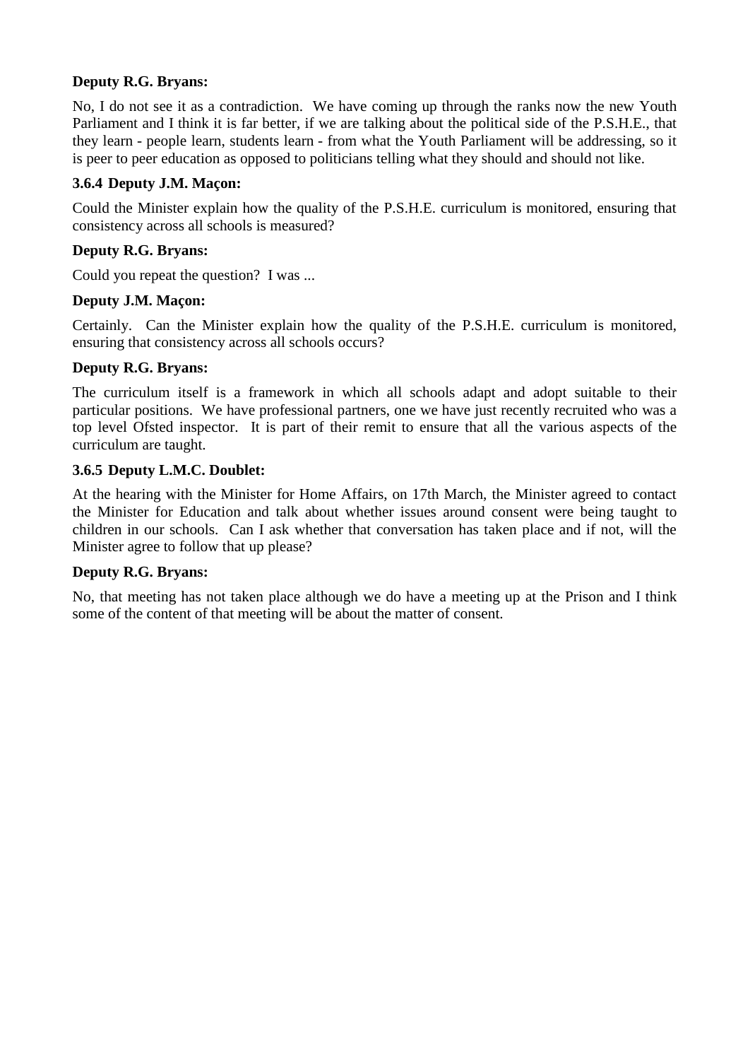**Deputy R.G. Bryans:**

No, I do not see it as a contradiction. We have coming up through the ranks now the new Youth Parliament and I think it is far better, if we are talking about the political side of the P.S.H.E., that they learn - people learn, students learn - from what the Youth Parliament will be addressing, so it is peer to peer education as opposed to politicians telling what they should and should not like.

**3.6.4 Deputy J.M. Maçon:**

Could the Minister explain how the quality of the P.S.H.E. curriculum is monitored, ensuring that consistency across all schools is measured?

**Deputy R.G. Bryans:**

Could you repeat the question? I was ...

**Deputy J.M. Maçon:**

Certainly. Can the Minister explain how the quality of the P.S.H.E. curriculum is monitored, ensuring that consistency across all schools occurs?

**Deputy R.G. Bryans:**

The curriculum itself is a framework in which all schools adapt and adopt suitable to their particular positions. We have professional partners, one we have just recently recruited who was a top level Ofsted inspector. It is part of their remit to ensure that all the various aspects of the curriculum are taught.

**3.6.5 Deputy L.M.C. Doublet:**

At the hearing with the Minister for Home Affairs, on 17th March, the Minister agreed to contact the Minister for Education and talk about whether issues around consent were being taught to children in our schools. Can I ask whether that conversation has taken place and if not, will the Minister agree to follow that up please?

**Deputy R.G. Bryans:**

No, that meeting has not taken place although we do have a meeting up at the Prison and I think some of the content of that meeting will be about the matter of consent.